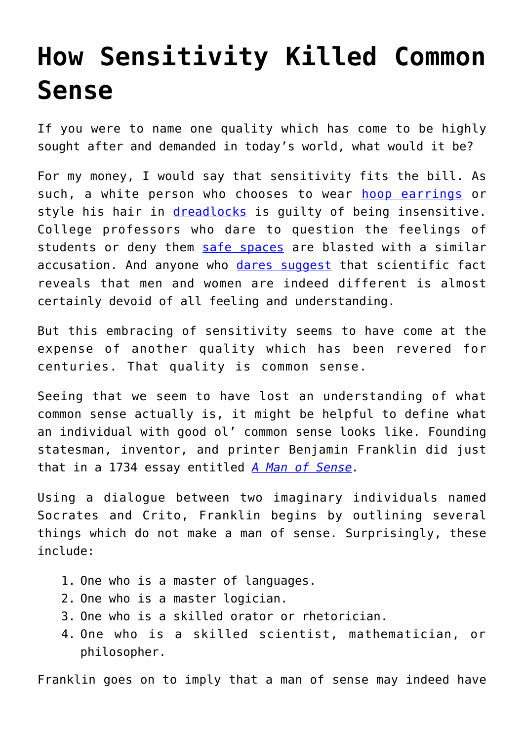# How Sensitivity Killed Common Sense

If you were to name one quality which has come to be highly sought after and demanded in today's world, what would it be?

For my money, I would say that sensitivity fits the bill. As such, a white person who chooses to wear hoop earrings or style his hair in dreadlocks is guilty of being insensitive. College professors who dare to question the feelings of students or deny them safe spaces are blasted with a similar accusation. And anyone who dares suggest that scientific fact reveals that men and women are indeed different is almost certainly devoid of all feeling and understanding.

But this embracing of sensitivity seems to have come at the expense of another quality which has been revered for centuries. That quality is common sense.

Seeing that we seem to have lost an understanding of what common sense actually is, it might be helpful to define what an individual with good ol' common sense looks like. Founding statesman, inventor, and printer Benjamin Franklin did just that in a 1734 essay entitled *A Man of Sense.*

Using a dialogue between two imaginary individuals named Socrates and Crito, Franklin begins by outlining several things which do not make a man of sense. Surprisingly, these include:

1. One who is a master of languages.
2. One who is a master logician.
3. One who is a skilled orator or rhetorician.
4. One who is a skilled scientist, mathematician, or philosopher.

Franklin goes on to imply that a man of sense may indeed have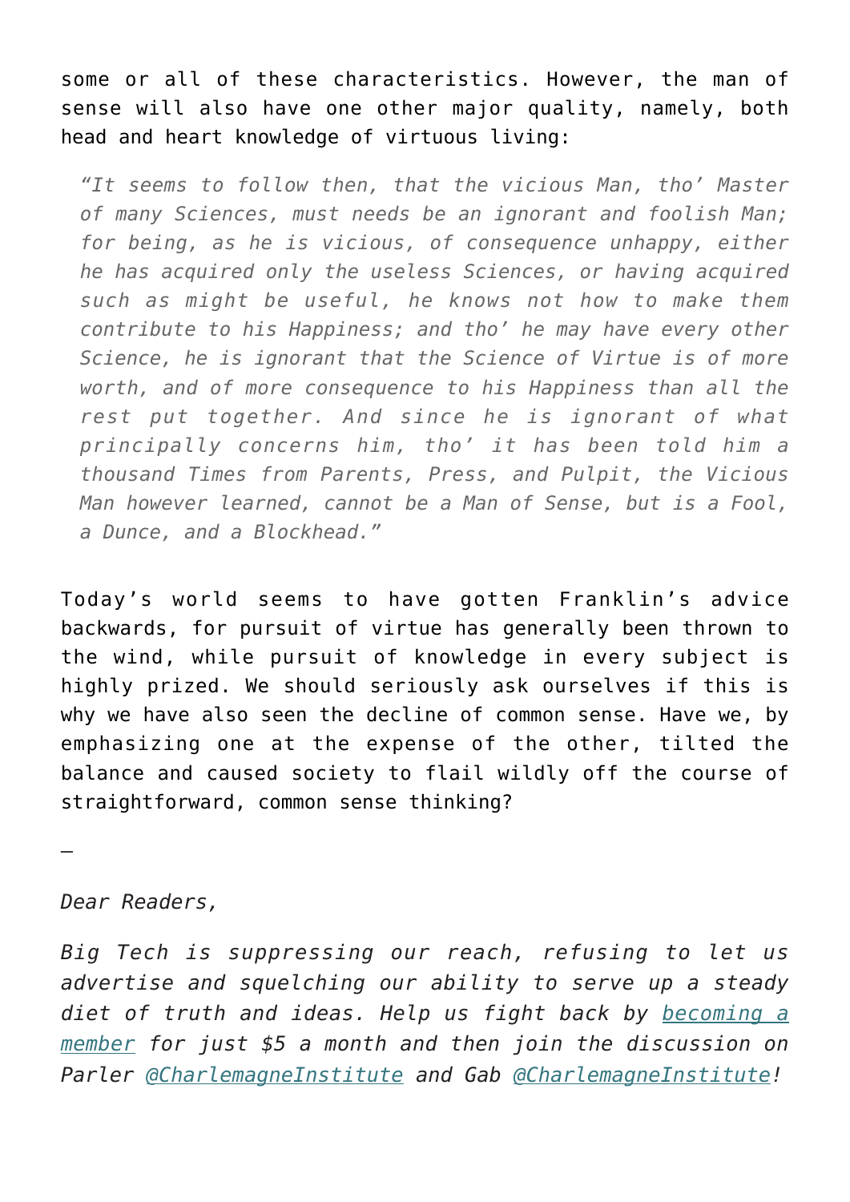some or all of these characteristics. However, the man of sense will also have one other major quality, namely, both head and heart knowledge of virtuous living:

> *"It seems to follow then, that the vicious Man, tho' Master of many Sciences, must needs be an ignorant and foolish Man; for being, as he is vicious, of consequence unhappy, either he has acquired only the useless Sciences, or having acquired such as might be useful, he knows not how to make them contribute to his Happiness; and tho' he may have every other Science, he is ignorant that the Science of Virtue is of more worth, and of more consequence to his Happiness than all the rest put together. And since he is ignorant of what principally concerns him, tho' it has been told him a thousand Times from Parents, Press, and Pulpit, the Vicious Man however learned, cannot be a Man of Sense, but is a Fool, a Dunce, and a Blockhead."*

Today's world seems to have gotten Franklin's advice backwards, for pursuit of virtue has generally been thrown to the wind, while pursuit of knowledge in every subject is highly prized. We should seriously ask ourselves if this is why we have also seen the decline of common sense. Have we, by emphasizing one at the expense of the other, tilted the balance and caused society to flail wildly off the course of straightforward, common sense thinking?

—

*Dear Readers,*

*Big Tech is suppressing our reach, refusing to let us advertise and squelching our ability to serve up a steady diet of truth and ideas. Help us fight back by becoming a member for just $5 a month and then join the discussion on Parler @CharlemagneInstitute and Gab @CharlemagneInstitute!*